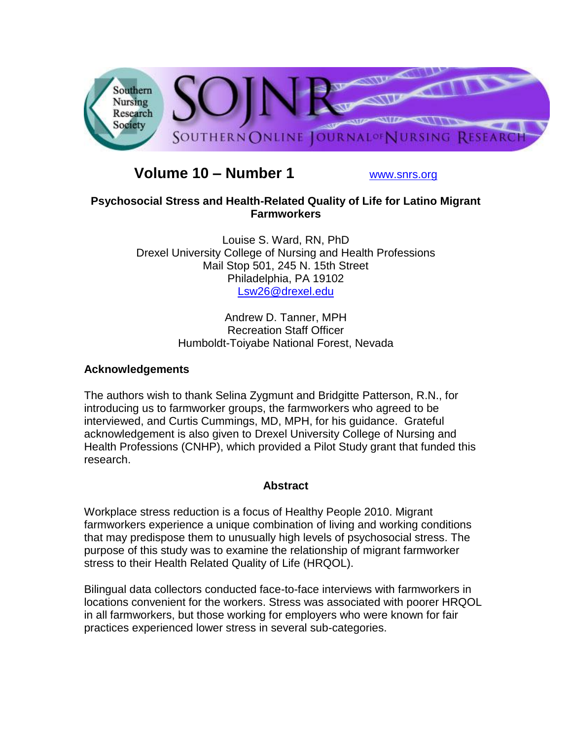**Volume 10 – Number 1** www.snrs.org

# Psychosocial Stress and Health-Related Quality of Life for Latino Migrant Farmworkers

Louise S. Ward, RN, PhD
Drexel University College of Nursing and Health Professions
Mail Stop 501, 245 N. 15th Street
Philadelphia, PA 19102
Lsw26@drexel.edu

Andrew D. Tanner, MPH
Recreation Staff Officer
Humboldt-Toiyabe National Forest, Nevada

## Acknowledgements

The authors wish to thank Selina Zygmunt and Bridgitte Patterson, R.N., for introducing us to farmworker groups, the farmworkers who agreed to be interviewed, and Curtis Cummings, MD, MPH, for his guidance. Grateful acknowledgement is also given to Drexel University College of Nursing and Health Professions (CNHP), which provided a Pilot Study grant that funded this research.

## Abstract

Workplace stress reduction is a focus of Healthy People 2010. Migrant farmworkers experience a unique combination of living and working conditions that may predispose them to unusually high levels of psychosocial stress. The purpose of this study was to examine the relationship of migrant farmworker stress to their Health Related Quality of Life (HRQOL).

Bilingual data collectors conducted face-to-face interviews with farmworkers in locations convenient for the workers. Stress was associated with poorer HRQOL in all farmworkers, but those working for employers who were known for fair practices experienced lower stress in several sub-categories.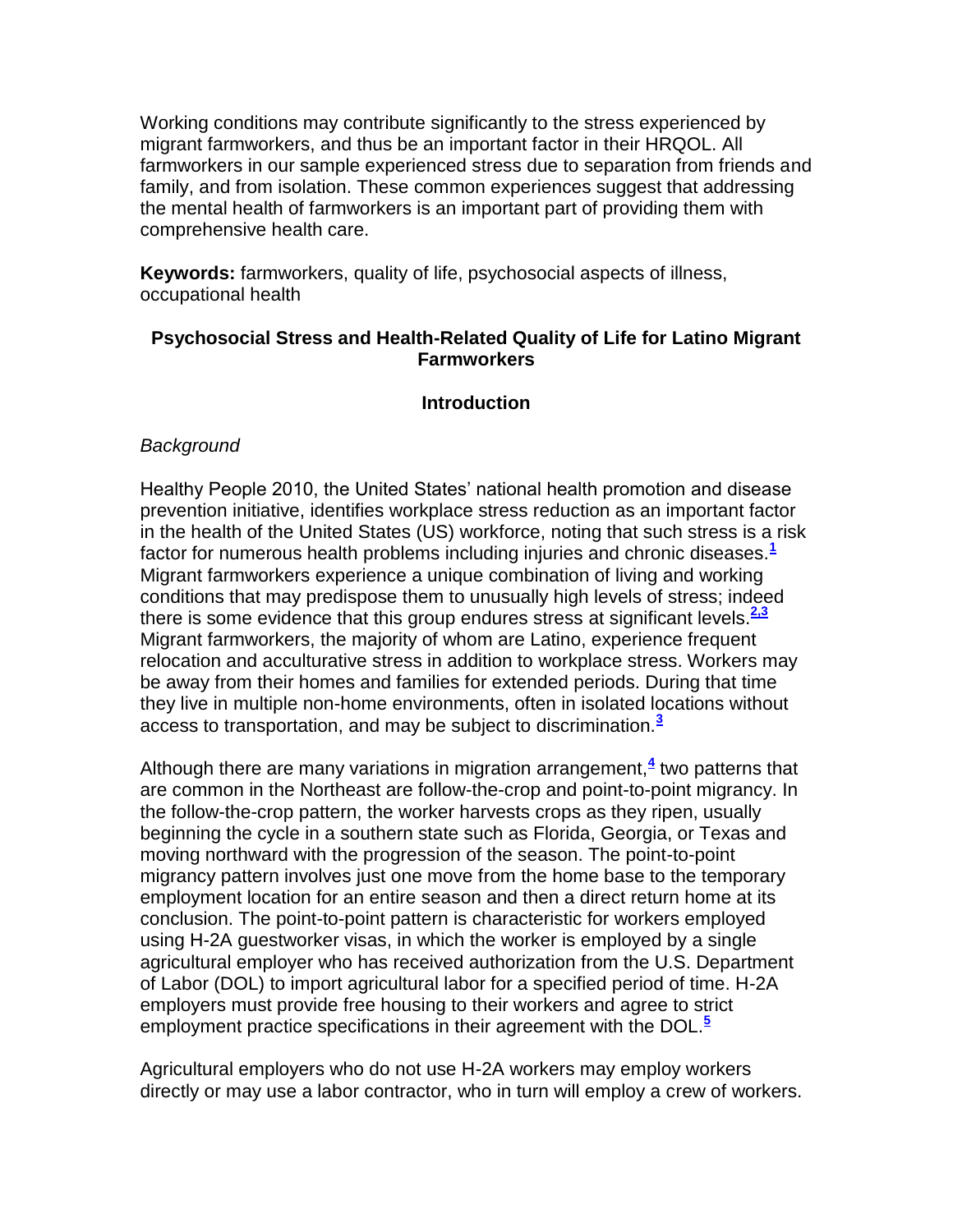Working conditions may contribute significantly to the stress experienced by migrant farmworkers, and thus be an important factor in their HRQOL. All farmworkers in our sample experienced stress due to separation from friends and family, and from isolation. These common experiences suggest that addressing the mental health of farmworkers is an important part of providing them with comprehensive health care.

**Keywords:** farmworkers, quality of life, psychosocial aspects of illness, occupational health

## Psychosocial Stress and Health-Related Quality of Life for Latino Migrant Farmworkers

## Introduction

### *Background*

Healthy People 2010, the United States' national health promotion and disease prevention initiative, identifies workplace stress reduction as an important factor in the health of the United States (US) workforce, noting that such stress is a risk factor for numerous health problems including injuries and chronic diseases.[1] Migrant farmworkers experience a unique combination of living and working conditions that may predispose them to unusually high levels of stress; indeed there is some evidence that this group endures stress at significant levels.[2,3] Migrant farmworkers, the majority of whom are Latino, experience frequent relocation and acculturative stress in addition to workplace stress. Workers may be away from their homes and families for extended periods. During that time they live in multiple non-home environments, often in isolated locations without access to transportation, and may be subject to discrimination.[3]

Although there are many variations in migration arrangement,[4] two patterns that are common in the Northeast are follow-the-crop and point-to-point migrancy. In the follow-the-crop pattern, the worker harvests crops as they ripen, usually beginning the cycle in a southern state such as Florida, Georgia, or Texas and moving northward with the progression of the season. The point-to-point migrancy pattern involves just one move from the home base to the temporary employment location for an entire season and then a direct return home at its conclusion. The point-to-point pattern is characteristic for workers employed using H-2A guestworker visas, in which the worker is employed by a single agricultural employer who has received authorization from the U.S. Department of Labor (DOL) to import agricultural labor for a specified period of time. H-2A employers must provide free housing to their workers and agree to strict employment practice specifications in their agreement with the DOL.[5]

Agricultural employers who do not use H-2A workers may employ workers directly or may use a labor contractor, who in turn will employ a crew of workers.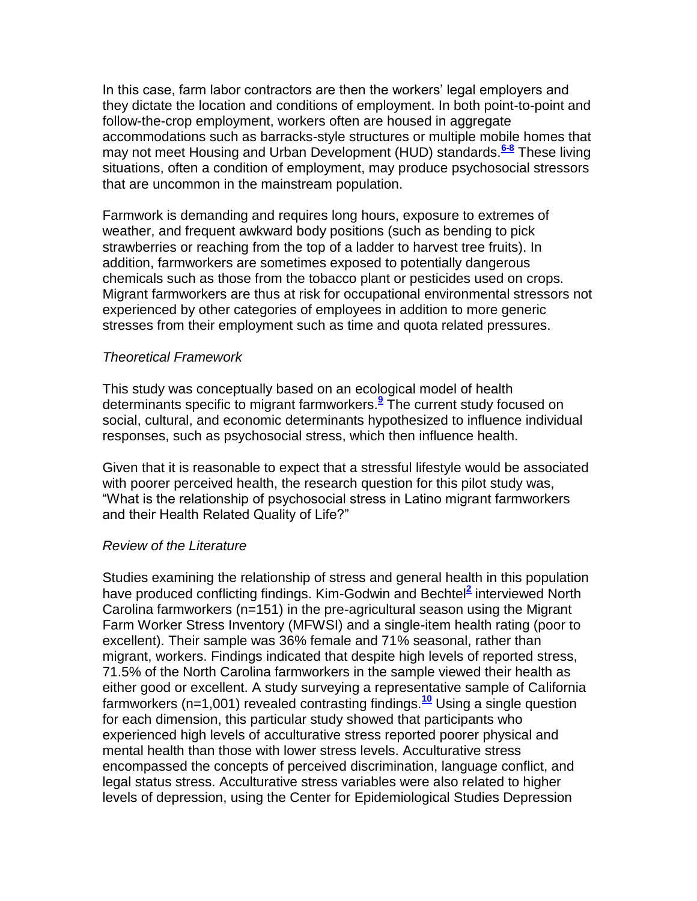In this case, farm labor contractors are then the workers' legal employers and they dictate the location and conditions of employment. In both point-to-point and follow-the-crop employment, workers often are housed in aggregate accommodations such as barracks-style structures or multiple mobile homes that may not meet Housing and Urban Development (HUD) standards.[6-8] These living situations, often a condition of employment, may produce psychosocial stressors that are uncommon in the mainstream population.

Farmwork is demanding and requires long hours, exposure to extremes of weather, and frequent awkward body positions (such as bending to pick strawberries or reaching from the top of a ladder to harvest tree fruits). In addition, farmworkers are sometimes exposed to potentially dangerous chemicals such as those from the tobacco plant or pesticides used on crops. Migrant farmworkers are thus at risk for occupational environmental stressors not experienced by other categories of employees in addition to more generic stresses from their employment such as time and quota related pressures.

*Theoretical Framework*

This study was conceptually based on an ecological model of health determinants specific to migrant farmworkers.[9] The current study focused on social, cultural, and economic determinants hypothesized to influence individual responses, such as psychosocial stress, which then influence health.

Given that it is reasonable to expect that a stressful lifestyle would be associated with poorer perceived health, the research question for this pilot study was, "What is the relationship of psychosocial stress in Latino migrant farmworkers and their Health Related Quality of Life?"

*Review of the Literature*

Studies examining the relationship of stress and general health in this population have produced conflicting findings. Kim-Godwin and Bechtel[2] interviewed North Carolina farmworkers (n=151) in the pre-agricultural season using the Migrant Farm Worker Stress Inventory (MFWSI) and a single-item health rating (poor to excellent). Their sample was 36% female and 71% seasonal, rather than migrant, workers. Findings indicated that despite high levels of reported stress, 71.5% of the North Carolina farmworkers in the sample viewed their health as either good or excellent. A study surveying a representative sample of California farmworkers (n=1,001) revealed contrasting findings.[10] Using a single question for each dimension, this particular study showed that participants who experienced high levels of acculturative stress reported poorer physical and mental health than those with lower stress levels. Acculturative stress encompassed the concepts of perceived discrimination, language conflict, and legal status stress. Acculturative stress variables were also related to higher levels of depression, using the Center for Epidemiological Studies Depression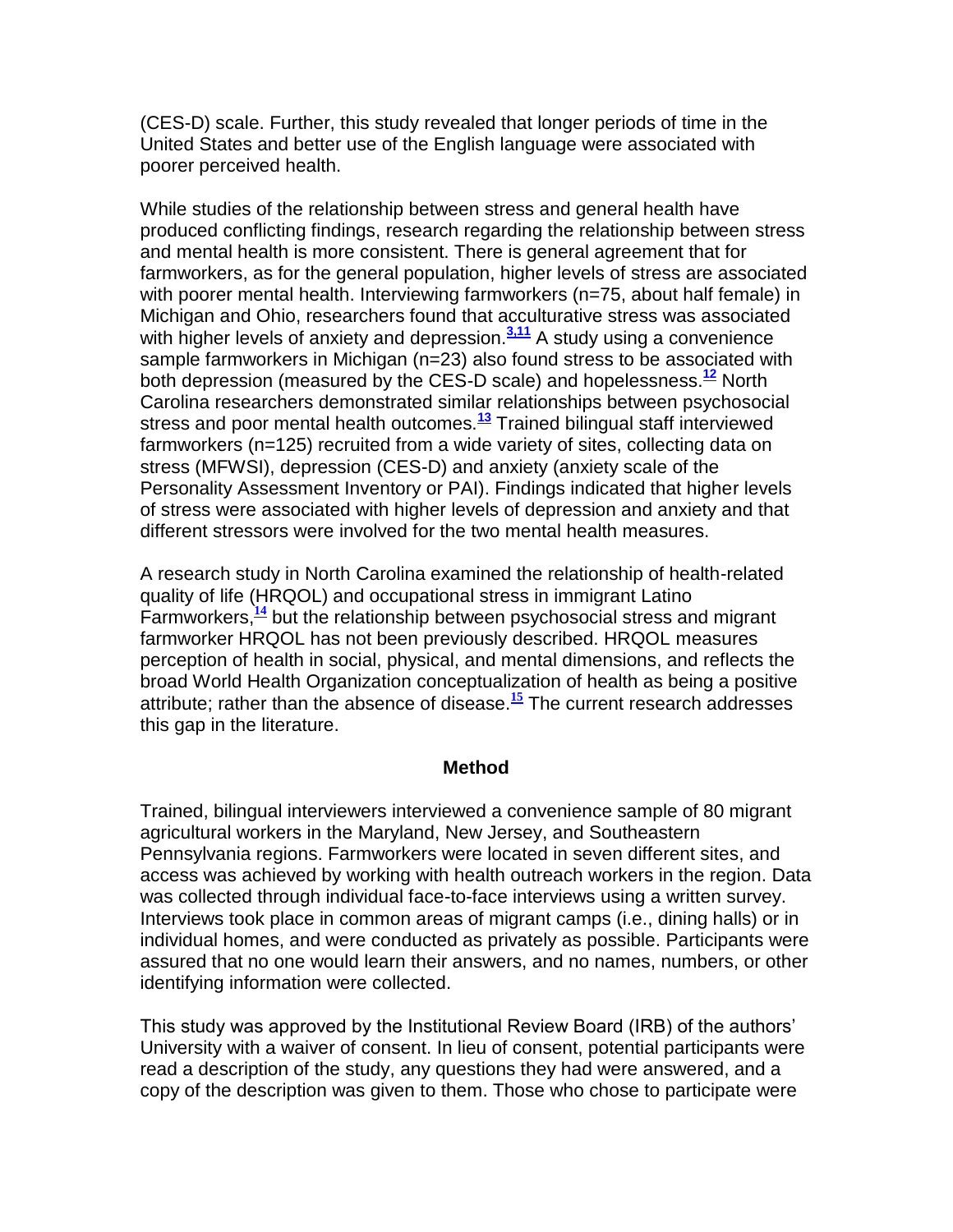(CES-D) scale. Further, this study revealed that longer periods of time in the United States and better use of the English language were associated with poorer perceived health.

While studies of the relationship between stress and general health have produced conflicting findings, research regarding the relationship between stress and mental health is more consistent. There is general agreement that for farmworkers, as for the general population, higher levels of stress are associated with poorer mental health. Interviewing farmworkers (n=75, about half female) in Michigan and Ohio, researchers found that acculturative stress was associated with higher levels of anxiety and depression.[3,11] A study using a convenience sample farmworkers in Michigan (n=23) also found stress to be associated with both depression (measured by the CES-D scale) and hopelessness.[12] North Carolina researchers demonstrated similar relationships between psychosocial stress and poor mental health outcomes.[13] Trained bilingual staff interviewed farmworkers (n=125) recruited from a wide variety of sites, collecting data on stress (MFWSI), depression (CES-D) and anxiety (anxiety scale of the Personality Assessment Inventory or PAI). Findings indicated that higher levels of stress were associated with higher levels of depression and anxiety and that different stressors were involved for the two mental health measures.

A research study in North Carolina examined the relationship of health-related quality of life (HRQOL) and occupational stress in immigrant Latino Farmworkers,[14] but the relationship between psychosocial stress and migrant farmworker HRQOL has not been previously described. HRQOL measures perception of health in social, physical, and mental dimensions, and reflects the broad World Health Organization conceptualization of health as being a positive attribute; rather than the absence of disease.[15] The current research addresses this gap in the literature.

## Method

Trained, bilingual interviewers interviewed a convenience sample of 80 migrant agricultural workers in the Maryland, New Jersey, and Southeastern Pennsylvania regions. Farmworkers were located in seven different sites, and access was achieved by working with health outreach workers in the region. Data was collected through individual face-to-face interviews using a written survey. Interviews took place in common areas of migrant camps (i.e., dining halls) or in individual homes, and were conducted as privately as possible. Participants were assured that no one would learn their answers, and no names, numbers, or other identifying information were collected.

This study was approved by the Institutional Review Board (IRB) of the authors' University with a waiver of consent. In lieu of consent, potential participants were read a description of the study, any questions they had were answered, and a copy of the description was given to them. Those who chose to participate were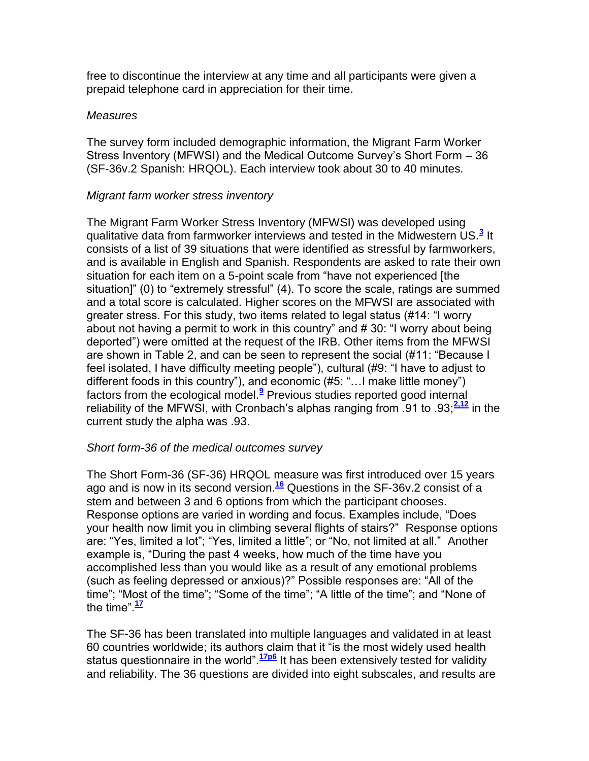free to discontinue the interview at any time and all participants were given a prepaid telephone card in appreciation for their time.

*Measures*

The survey form included demographic information, the Migrant Farm Worker Stress Inventory (MFWSI) and the Medical Outcome Survey's Short Form – 36 (SF-36v.2 Spanish: HRQOL). Each interview took about 30 to 40 minutes.

*Migrant farm worker stress inventory*

The Migrant Farm Worker Stress Inventory (MFWSI) was developed using qualitative data from farmworker interviews and tested in the Midwestern US.[3] It consists of a list of 39 situations that were identified as stressful by farmworkers, and is available in English and Spanish. Respondents are asked to rate their own situation for each item on a 5-point scale from "have not experienced [the situation]" (0) to "extremely stressful" (4). To score the scale, ratings are summed and a total score is calculated. Higher scores on the MFWSI are associated with greater stress. For this study, two items related to legal status (#14: "I worry about not having a permit to work in this country" and # 30: "I worry about being deported") were omitted at the request of the IRB. Other items from the MFWSI are shown in Table 2, and can be seen to represent the social (#11: "Because I feel isolated, I have difficulty meeting people"), cultural (#9: "I have to adjust to different foods in this country"), and economic (#5: "…I make little money") factors from the ecological model.[9] Previous studies reported good internal reliability of the MFWSI, with Cronbach's alphas ranging from .91 to .93;[2,12] in the current study the alpha was .93.

*Short form-36 of the medical outcomes survey*

The Short Form-36 (SF-36) HRQOL measure was first introduced over 15 years ago and is now in its second version.[16] Questions in the SF-36v.2 consist of a stem and between 3 and 6 options from which the participant chooses. Response options are varied in wording and focus. Examples include, "Does your health now limit you in climbing several flights of stairs?" Response options are: "Yes, limited a lot"; "Yes, limited a little"; or "No, not limited at all." Another example is, "During the past 4 weeks, how much of the time have you accomplished less than you would like as a result of any emotional problems (such as feeling depressed or anxious)?" Possible responses are: "All of the time"; "Most of the time"; "Some of the time"; "A little of the time"; and "None of the time".[17]

The SF-36 has been translated into multiple languages and validated in at least 60 countries worldwide; its authors claim that it "is the most widely used health status questionnaire in the world".[17p6] It has been extensively tested for validity and reliability. The 36 questions are divided into eight subscales, and results are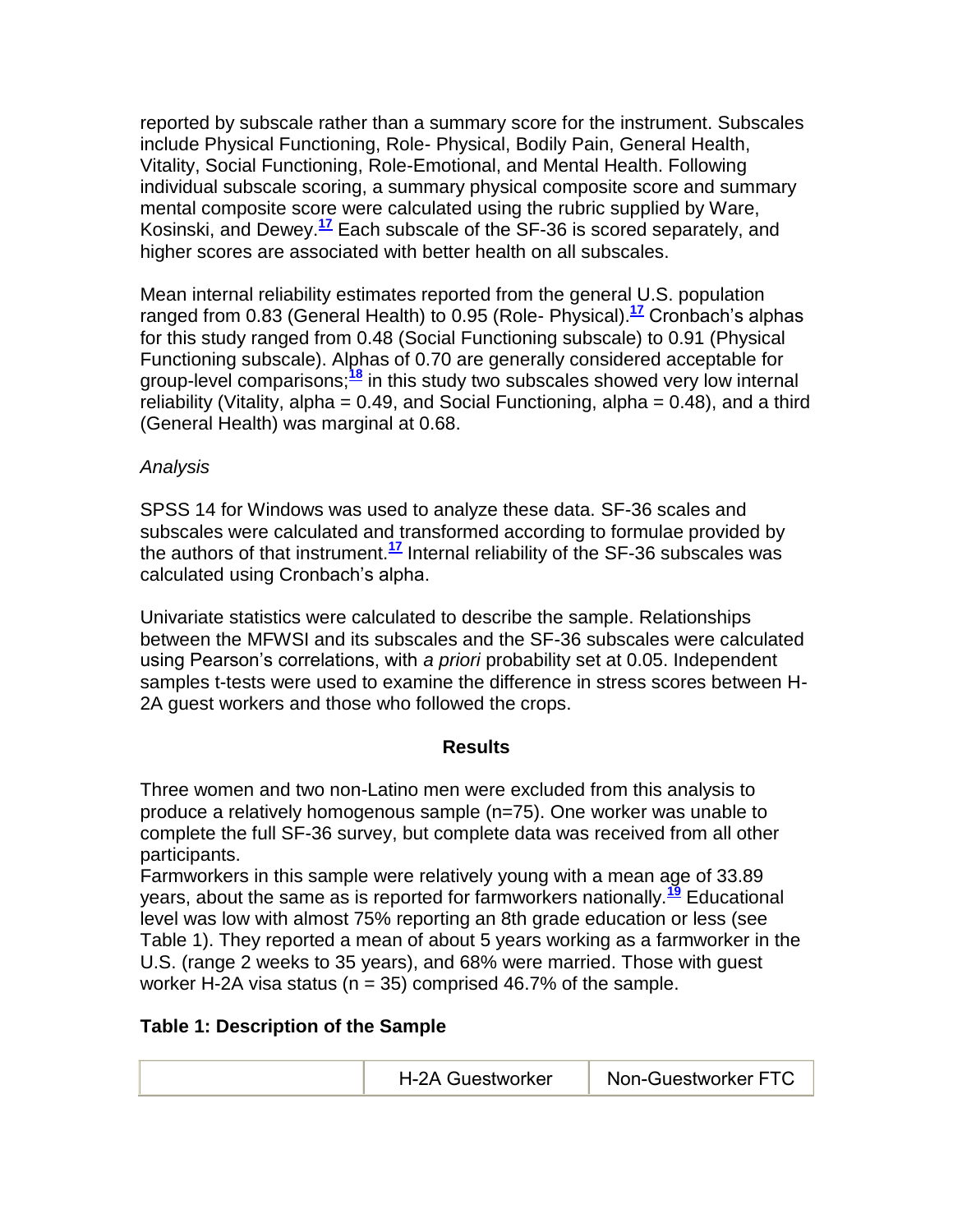reported by subscale rather than a summary score for the instrument. Subscales include Physical Functioning, Role- Physical, Bodily Pain, General Health, Vitality, Social Functioning, Role-Emotional, and Mental Health. Following individual subscale scoring, a summary physical composite score and summary mental composite score were calculated using the rubric supplied by Ware, Kosinski, and Dewey.[17] Each subscale of the SF-36 is scored separately, and higher scores are associated with better health on all subscales.

Mean internal reliability estimates reported from the general U.S. population ranged from 0.83 (General Health) to 0.95 (Role- Physical).[17] Cronbach's alphas for this study ranged from 0.48 (Social Functioning subscale) to 0.91 (Physical Functioning subscale). Alphas of 0.70 are generally considered acceptable for group-level comparisons;[18] in this study two subscales showed very low internal reliability (Vitality, alpha = 0.49, and Social Functioning, alpha = 0.48), and a third (General Health) was marginal at 0.68.

*Analysis*

SPSS 14 for Windows was used to analyze these data. SF-36 scales and subscales were calculated and transformed according to formulae provided by the authors of that instrument.[17] Internal reliability of the SF-36 subscales was calculated using Cronbach's alpha.

Univariate statistics were calculated to describe the sample. Relationships between the MFWSI and its subscales and the SF-36 subscales were calculated using Pearson's correlations, with *a priori* probability set at 0.05. Independent samples t-tests were used to examine the difference in stress scores between H-2A guest workers and those who followed the crops.

**Results**

Three women and two non-Latino men were excluded from this analysis to produce a relatively homogenous sample (n=75). One worker was unable to complete the full SF-36 survey, but complete data was received from all other participants.

Farmworkers in this sample were relatively young with a mean age of 33.89 years, about the same as is reported for farmworkers nationally.[19] Educational level was low with almost 75% reporting an 8th grade education or less (see Table 1). They reported a mean of about 5 years working as a farmworker in the U.S. (range 2 weeks to 35 years), and 68% were married. Those with guest worker H-2A visa status (n = 35) comprised 46.7% of the sample.

**Table 1: Description of the Sample**

| | H-2A Guestworker | Non-Guestworker FTC |
|---|---|---|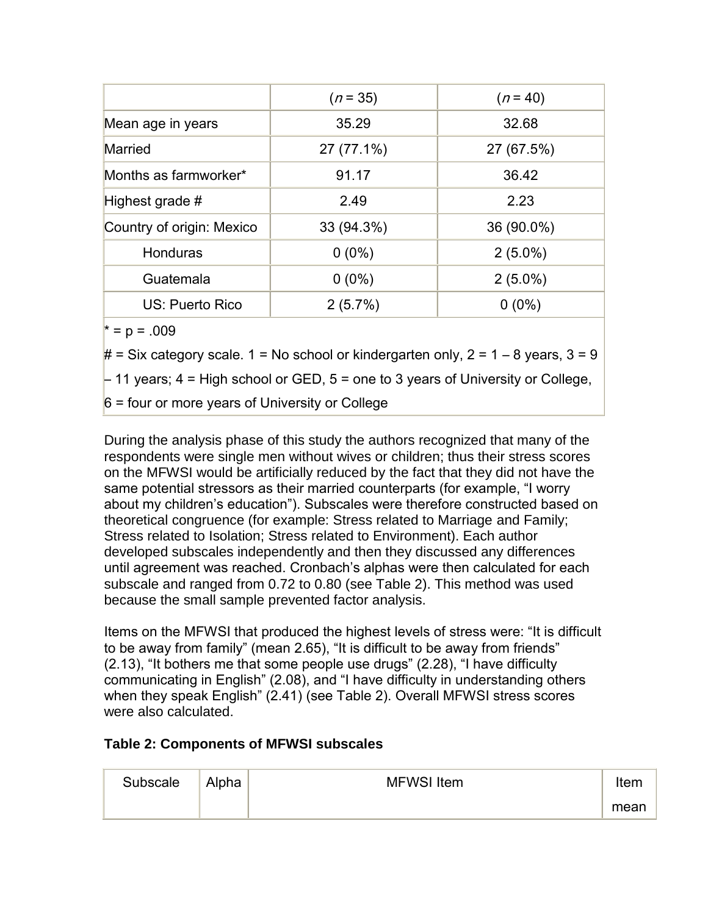| | ($n$ = 35) | ($n$ = 40) |
|---|---|---|
| Mean age in years | 35.29 | 32.68 |
| Married | 27 (77.1%) | 27 (67.5%) |
| Months as farmworker* | 91.17 | 36.42 |
| Highest grade # | 2.49 | 2.23 |
| Country of origin: Mexico | 33 (94.3%) | 36 (90.0%) |
| Honduras | 0 (0%) | 2 (5.0%) |
| Guatemala | 0 (0%) | 2 (5.0%) |
| US: Puerto Rico | 2 (5.7%) | 0 (0%) |

* = p = .009

# = Six category scale. 1 = No school or kindergarten only, 2 = 1 – 8 years, 3 = 9 – 11 years; 4 = High school or GED, 5 = one to 3 years of University or College, 6 = four or more years of University or College

During the analysis phase of this study the authors recognized that many of the respondents were single men without wives or children; thus their stress scores on the MFWSI would be artificially reduced by the fact that they did not have the same potential stressors as their married counterparts (for example, "I worry about my children's education"). Subscales were therefore constructed based on theoretical congruence (for example: Stress related to Marriage and Family; Stress related to Isolation; Stress related to Environment). Each author developed subscales independently and then they discussed any differences until agreement was reached. Cronbach's alphas were then calculated for each subscale and ranged from 0.72 to 0.80 (see Table 2). This method was used because the small sample prevented factor analysis.

Items on the MFWSI that produced the highest levels of stress were: "It is difficult to be away from family" (mean 2.65), "It is difficult to be away from friends" (2.13), "It bothers me that some people use drugs" (2.28), "I have difficulty communicating in English" (2.08), and "I have difficulty in understanding others when they speak English" (2.41) (see Table 2). Overall MFWSI stress scores were also calculated.

**Table 2: Components of MFWSI subscales**

| Subscale | Alpha | MFWSI Item | Item mean |
|---|---|---|---|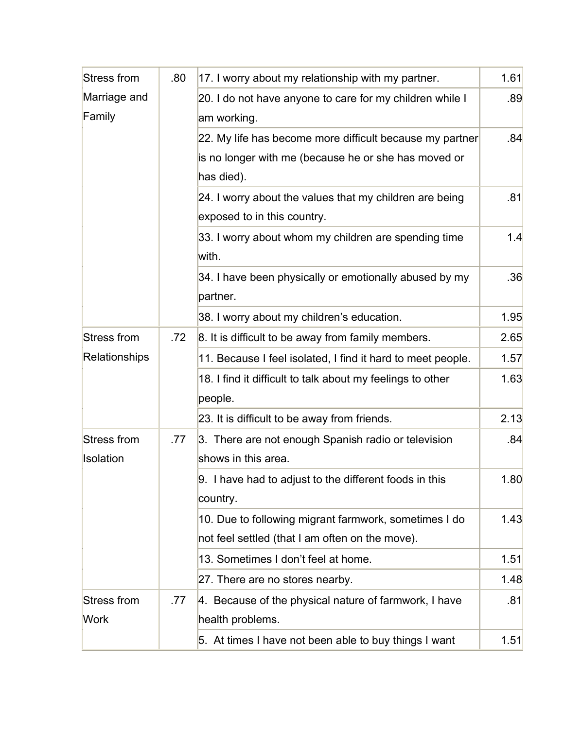| | | | |
|---|---|---|---|
| Stress from Marriage and Family | .80 | 17. I worry about my relationship with my partner. | 1.61 |
| | | 20. I do not have anyone to care for my children while I am working. | .89 |
| | | 22. My life has become more difficult because my partner is no longer with me (because he or she has moved or has died). | .84 |
| | | 24. I worry about the values that my children are being exposed to in this country. | .81 |
| | | 33. I worry about whom my children are spending time with. | 1.4 |
| | | 34. I have been physically or emotionally abused by my partner. | .36 |
| | | 38. I worry about my children's education. | 1.95 |
| Stress from Relationships | .72 | 8. It is difficult to be away from family members. | 2.65 |
| | | 11. Because I feel isolated, I find it hard to meet people. | 1.57 |
| | | 18. I find it difficult to talk about my feelings to other people. | 1.63 |
| | | 23. It is difficult to be away from friends. | 2.13 |
| Stress from Isolation | .77 | 3. There are not enough Spanish radio or television shows in this area. | .84 |
| | | 9. I have had to adjust to the different foods in this country. | 1.80 |
| | | 10. Due to following migrant farmwork, sometimes I do not feel settled (that I am often on the move). | 1.43 |
| | | 13. Sometimes I don't feel at home. | 1.51 |
| | | 27. There are no stores nearby. | 1.48 |
| Stress from Work | .77 | 4. Because of the physical nature of farmwork, I have health problems. | .81 |
| | | 5. At times I have not been able to buy things I want | 1.51 |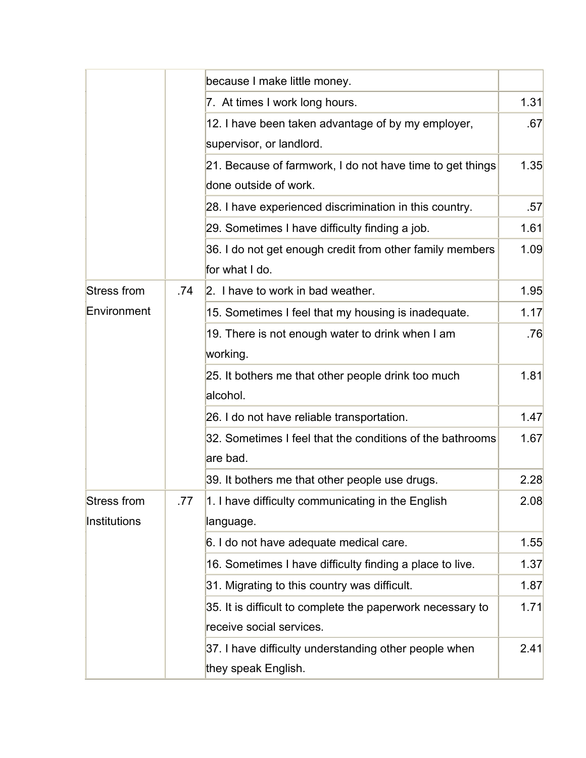| | | because I make little money. | |
|---|---|---|---|
| | | 7. At times I work long hours. | 1.31 |
| | | 12. I have been taken advantage of by my employer, supervisor, or landlord. | .67 |
| | | 21. Because of farmwork, I do not have time to get things done outside of work. | 1.35 |
| | | 28. I have experienced discrimination in this country. | .57 |
| | | 29. Sometimes I have difficulty finding a job. | 1.61 |
| | | 36. I do not get enough credit from other family members for what I do. | 1.09 |
| Stress from Environment | .74 | 2. I have to work in bad weather. | 1.95 |
| | | 15. Sometimes I feel that my housing is inadequate. | 1.17 |
| | | 19. There is not enough water to drink when I am working. | .76 |
| | | 25. It bothers me that other people drink too much alcohol. | 1.81 |
| | | 26. I do not have reliable transportation. | 1.47 |
| | | 32. Sometimes I feel that the conditions of the bathrooms are bad. | 1.67 |
| | | 39. It bothers me that other people use drugs. | 2.28 |
| Stress from Institutions | .77 | 1. I have difficulty communicating in the English language. | 2.08 |
| | | 6. I do not have adequate medical care. | 1.55 |
| | | 16. Sometimes I have difficulty finding a place to live. | 1.37 |
| | | 31. Migrating to this country was difficult. | 1.87 |
| | | 35. It is difficult to complete the paperwork necessary to receive social services. | 1.71 |
| | | 37. I have difficulty understanding other people when they speak English. | 2.41 |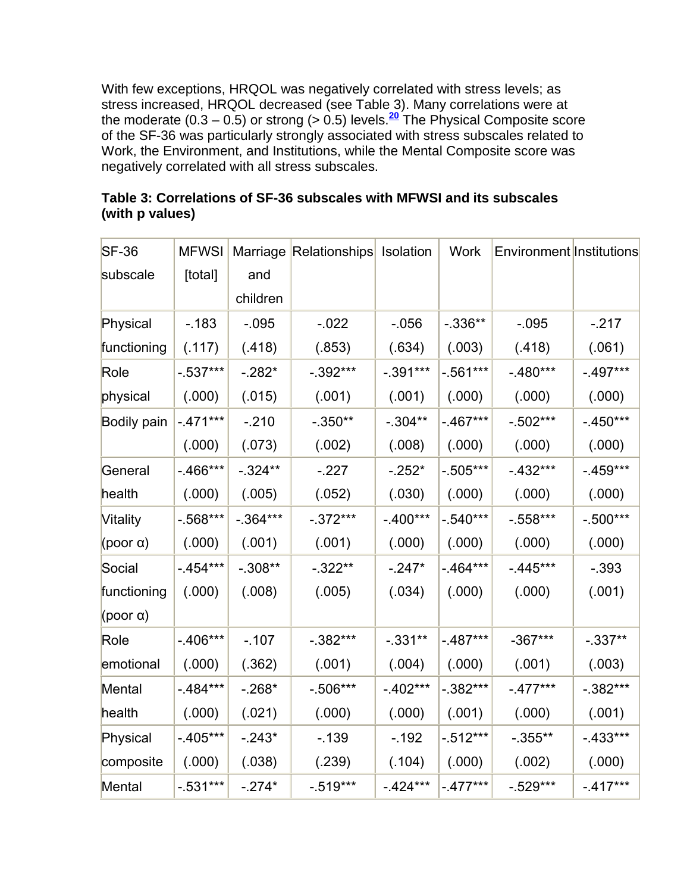With few exceptions, HRQOL was negatively correlated with stress levels; as stress increased, HRQOL decreased (see Table 3). Many correlations were at the moderate (0.3 – 0.5) or strong (> 0.5) levels.[20] The Physical Composite score of the SF-36 was particularly strongly associated with stress subscales related to Work, the Environment, and Institutions, while the Mental Composite score was negatively correlated with all stress subscales.

**Table 3: Correlations of SF-36 subscales with MFWSI and its subscales (with p values)**

| SF-36 subscale | MFWSI [total] | Marriage and children | Relationships | Isolation | Work | Environment | Institutions |
|---|---|---|---|---|---|---|---|
| Physical functioning | -.183 (.117) | -.095 (.418) | -.022 (.853) | -.056 (.634) | -.336** (.003) | -.095 (.418) | -.217 (.061) |
| Role physical | -.537*** (.000) | -.282* (.015) | -.392*** (.001) | -.391*** (.001) | -.561*** (.000) | -.480*** (.000) | -.497*** (.000) |
| Bodily pain | -.471*** (.000) | -.210 (.073) | -.350** (.002) | -.304** (.008) | -.467*** (.000) | -.502*** (.000) | -.450*** (.000) |
| General health | -.466*** (.000) | -.324** (.005) | -.227 (.052) | -.252* (.030) | -.505*** (.000) | -.432*** (.000) | -.459*** (.000) |
| Vitality (poor α) | -.568*** (.000) | -.364*** (.001) | -.372*** (.001) | -.400*** (.000) | -.540*** (.000) | -.558*** (.000) | -.500*** (.000) |
| Social functioning (poor α) | -.454*** (.000) | -.308** (.008) | -.322** (.005) | -.247* (.034) | -.464*** (.000) | -.445*** (.000) | -.393 (.001) |
| Role emotional | -.406*** (.000) | -.107 (.362) | -.382*** (.001) | -.331** (.004) | -.487*** (.000) | -367*** (.001) | -.337** (.003) |
| Mental health | -.484*** (.000) | -.268* (.021) | -.506*** (.000) | -.402*** (.000) | -.382*** (.001) | -.477*** (.000) | -.382*** (.001) |
| Physical composite | -.405*** (.000) | -.243* (.038) | -.139 (.239) | -.192 (.104) | -.512*** (.000) | -.355** (.002) | -.433*** (.000) |
| Mental | -.531*** | -.274* | -.519*** | -.424*** | -.477*** | -.529*** | -.417*** |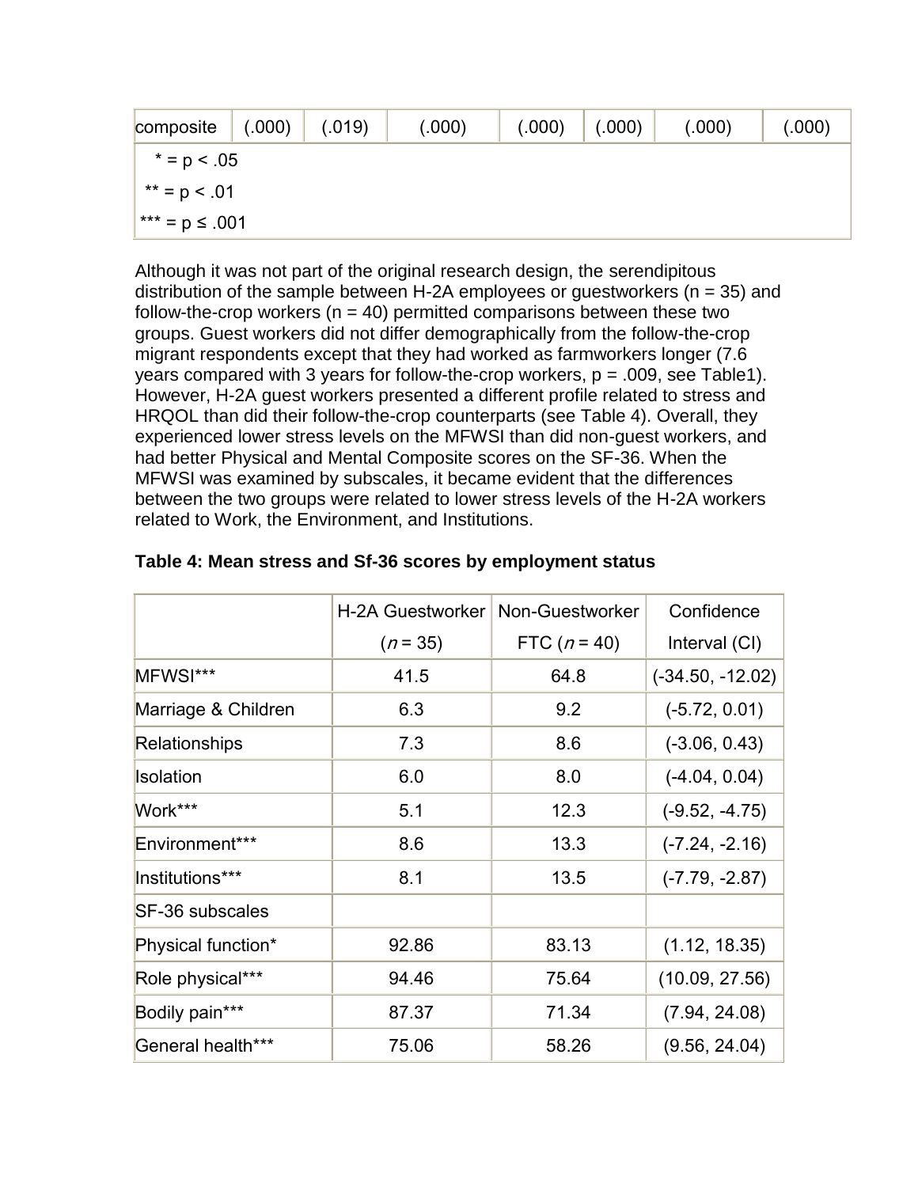| composite | (.000) | (.019) | (.000) | (.000) | (.000) | (.000) | (.000) |
|---|---|---|---|---|---|---|---|
| * = p < .05 | | | | | | | |
| ** = p < .01 | | | | | | | |
| *** = p ≤ .001 | | | | | | | |

Although it was not part of the original research design, the serendipitous distribution of the sample between H-2A employees or guestworkers (n = 35) and follow-the-crop workers (n = 40) permitted comparisons between these two groups. Guest workers did not differ demographically from the follow-the-crop migrant respondents except that they had worked as farmworkers longer (7.6 years compared with 3 years for follow-the-crop workers, p = .009, see Table1). However, H-2A guest workers presented a different profile related to stress and HRQOL than did their follow-the-crop counterparts (see Table 4). Overall, they experienced lower stress levels on the MFWSI than did non-guest workers, and had better Physical and Mental Composite scores on the SF-36. When the MFWSI was examined by subscales, it became evident that the differences between the two groups were related to lower stress levels of the H-2A workers related to Work, the Environment, and Institutions.

**Table 4: Mean stress and Sf-36 scores by employment status**

| | H-2A Guestworker (*n* = 35) | Non-Guestworker FTC (*n* = 40) | Confidence Interval (CI) |
|---|---|---|---|
| MFWSI*** | 41.5 | 64.8 | (-34.50, -12.02) |
| Marriage & Children | 6.3 | 9.2 | (-5.72, 0.01) |
| Relationships | 7.3 | 8.6 | (-3.06, 0.43) |
| Isolation | 6.0 | 8.0 | (-4.04, 0.04) |
| Work*** | 5.1 | 12.3 | (-9.52, -4.75) |
| Environment*** | 8.6 | 13.3 | (-7.24, -2.16) |
| Institutions*** | 8.1 | 13.5 | (-7.79, -2.87) |
| SF-36 subscales | | | |
| Physical function* | 92.86 | 83.13 | (1.12, 18.35) |
| Role physical*** | 94.46 | 75.64 | (10.09, 27.56) |
| Bodily pain*** | 87.37 | 71.34 | (7.94, 24.08) |
| General health*** | 75.06 | 58.26 | (9.56, 24.04) |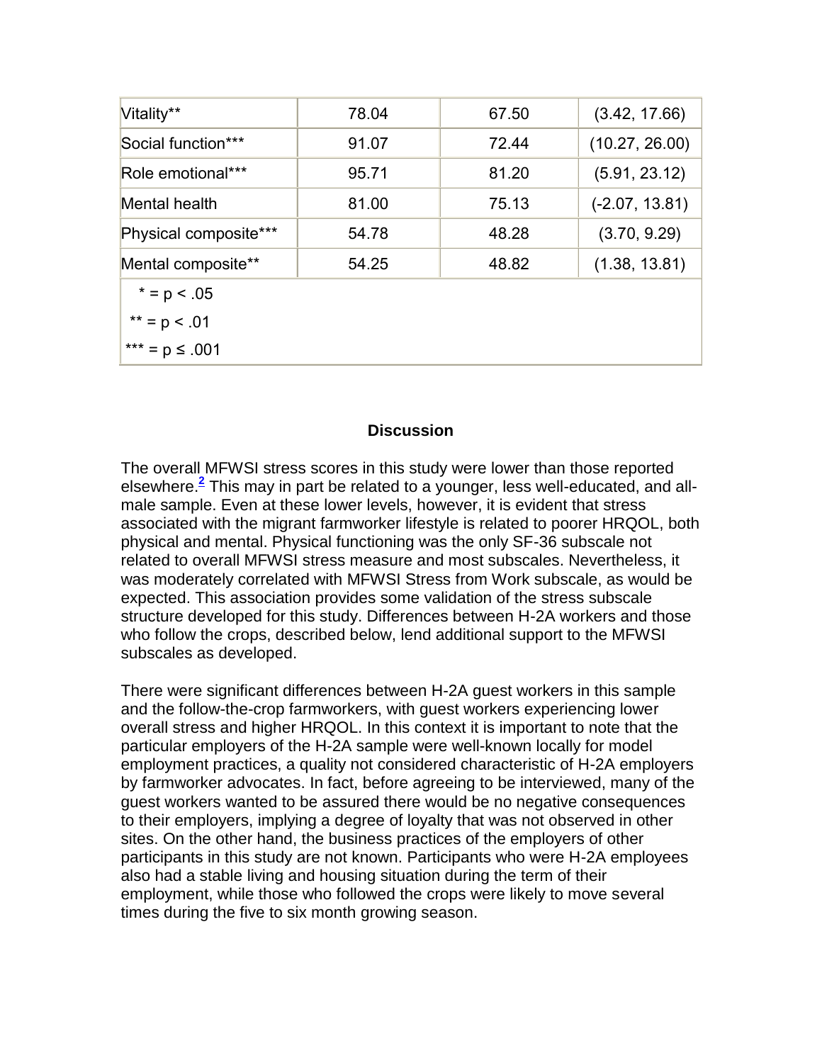| | | | |
|---|---|---|---|
| Vitality** | 78.04 | 67.50 | (3.42, 17.66) |
| Social function*** | 91.07 | 72.44 | (10.27, 26.00) |
| Role emotional*** | 95.71 | 81.20 | (5.91, 23.12) |
| Mental health | 81.00 | 75.13 | (-2.07, 13.81) |
| Physical composite*** | 54.78 | 48.28 | (3.70, 9.29) |
| Mental composite** | 54.25 | 48.82 | (1.38, 13.81) |

* = p < .05

** = p < .01

*** = p ≤ .001

## Discussion

The overall MFWSI stress scores in this study were lower than those reported elsewhere.[2] This may in part be related to a younger, less well-educated, and all-male sample. Even at these lower levels, however, it is evident that stress associated with the migrant farmworker lifestyle is related to poorer HRQOL, both physical and mental. Physical functioning was the only SF-36 subscale not related to overall MFWSI stress measure and most subscales. Nevertheless, it was moderately correlated with MFWSI Stress from Work subscale, as would be expected. This association provides some validation of the stress subscale structure developed for this study. Differences between H-2A workers and those who follow the crops, described below, lend additional support to the MFWSI subscales as developed.

There were significant differences between H-2A guest workers in this sample and the follow-the-crop farmworkers, with guest workers experiencing lower overall stress and higher HRQOL. In this context it is important to note that the particular employers of the H-2A sample were well-known locally for model employment practices, a quality not considered characteristic of H-2A employers by farmworker advocates. In fact, before agreeing to be interviewed, many of the guest workers wanted to be assured there would be no negative consequences to their employers, implying a degree of loyalty that was not observed in other sites. On the other hand, the business practices of the employers of other participants in this study are not known. Participants who were H-2A employees also had a stable living and housing situation during the term of their employment, while those who followed the crops were likely to move several times during the five to six month growing season.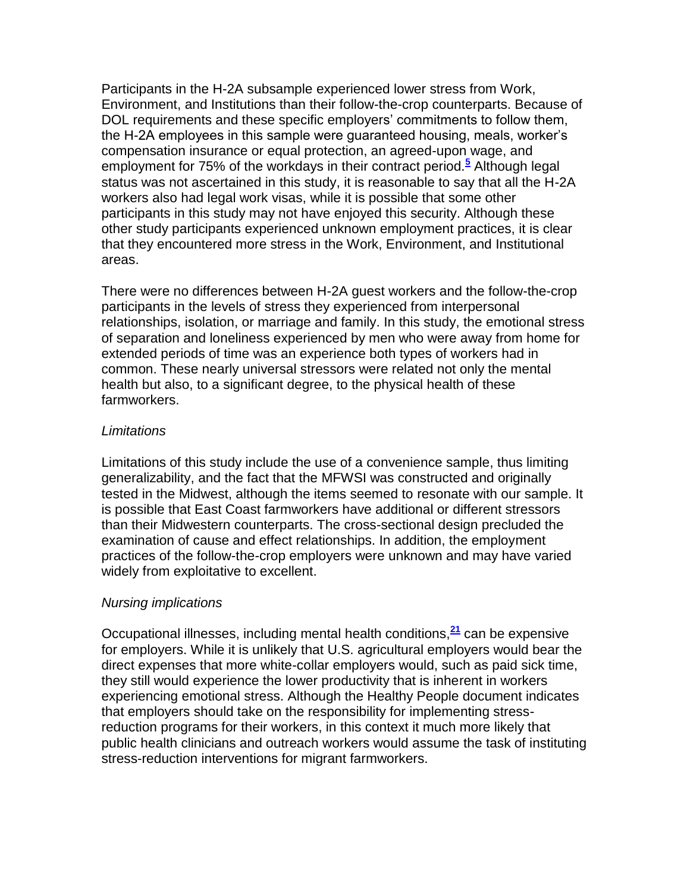Participants in the H-2A subsample experienced lower stress from Work, Environment, and Institutions than their follow-the-crop counterparts. Because of DOL requirements and these specific employers' commitments to follow them, the H-2A employees in this sample were guaranteed housing, meals, worker's compensation insurance or equal protection, an agreed-upon wage, and employment for 75% of the workdays in their contract period.[5] Although legal status was not ascertained in this study, it is reasonable to say that all the H-2A workers also had legal work visas, while it is possible that some other participants in this study may not have enjoyed this security. Although these other study participants experienced unknown employment practices, it is clear that they encountered more stress in the Work, Environment, and Institutional areas.

There were no differences between H-2A guest workers and the follow-the-crop participants in the levels of stress they experienced from interpersonal relationships, isolation, or marriage and family. In this study, the emotional stress of separation and loneliness experienced by men who were away from home for extended periods of time was an experience both types of workers had in common. These nearly universal stressors were related not only the mental health but also, to a significant degree, to the physical health of these farmworkers.

*Limitations*

Limitations of this study include the use of a convenience sample, thus limiting generalizability, and the fact that the MFWSI was constructed and originally tested in the Midwest, although the items seemed to resonate with our sample. It is possible that East Coast farmworkers have additional or different stressors than their Midwestern counterparts. The cross-sectional design precluded the examination of cause and effect relationships. In addition, the employment practices of the follow-the-crop employers were unknown and may have varied widely from exploitative to excellent.

*Nursing implications*

Occupational illnesses, including mental health conditions,[21] can be expensive for employers. While it is unlikely that U.S. agricultural employers would bear the direct expenses that more white-collar employers would, such as paid sick time, they still would experience the lower productivity that is inherent in workers experiencing emotional stress. Although the Healthy People document indicates that employers should take on the responsibility for implementing stress-reduction programs for their workers, in this context it much more likely that public health clinicians and outreach workers would assume the task of instituting stress-reduction interventions for migrant farmworkers.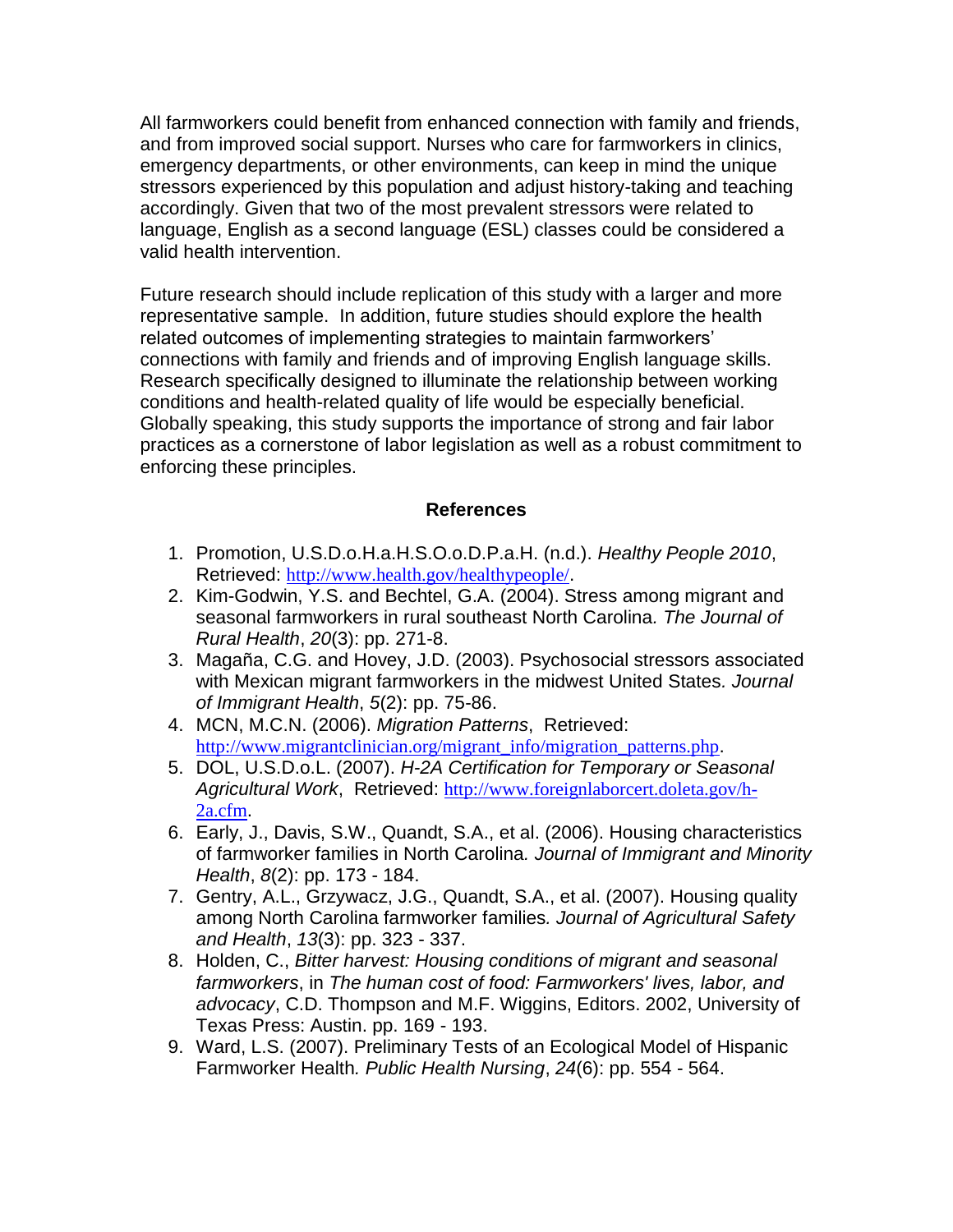All farmworkers could benefit from enhanced connection with family and friends, and from improved social support. Nurses who care for farmworkers in clinics, emergency departments, or other environments, can keep in mind the unique stressors experienced by this population and adjust history-taking and teaching accordingly. Given that two of the most prevalent stressors were related to language, English as a second language (ESL) classes could be considered a valid health intervention.

Future research should include replication of this study with a larger and more representative sample. In addition, future studies should explore the health related outcomes of implementing strategies to maintain farmworkers' connections with family and friends and of improving English language skills. Research specifically designed to illuminate the relationship between working conditions and health-related quality of life would be especially beneficial. Globally speaking, this study supports the importance of strong and fair labor practices as a cornerstone of labor legislation as well as a robust commitment to enforcing these principles.

## References

1. Promotion, U.S.D.o.H.a.H.S.O.o.D.P.a.H. (n.d.). *Healthy People 2010*, Retrieved: http://www.health.gov/healthypeople/.
2. Kim-Godwin, Y.S. and Bechtel, G.A. (2004). Stress among migrant and seasonal farmworkers in rural southeast North Carolina. *The Journal of Rural Health*, *20*(3): pp. 271-8.
3. Magaña, C.G. and Hovey, J.D. (2003). Psychosocial stressors associated with Mexican migrant farmworkers in the midwest United States. *Journal of Immigrant Health*, *5*(2): pp. 75-86.
4. MCN, M.C.N. (2006). *Migration Patterns*, Retrieved: http://www.migrantclinician.org/migrant_info/migration_patterns.php.
5. DOL, U.S.D.o.L. (2007). *H-2A Certification for Temporary or Seasonal Agricultural Work*, Retrieved: http://www.foreignlaborcert.doleta.gov/h-2a.cfm.
6. Early, J., Davis, S.W., Quandt, S.A., et al. (2006). Housing characteristics of farmworker families in North Carolina. *Journal of Immigrant and Minority Health*, *8*(2): pp. 173 - 184.
7. Gentry, A.L., Grzywacz, J.G., Quandt, S.A., et al. (2007). Housing quality among North Carolina farmworker families. *Journal of Agricultural Safety and Health*, *13*(3): pp. 323 - 337.
8. Holden, C., *Bitter harvest: Housing conditions of migrant and seasonal farmworkers*, in *The human cost of food: Farmworkers' lives, labor, and advocacy*, C.D. Thompson and M.F. Wiggins, Editors. 2002, University of Texas Press: Austin. pp. 169 - 193.
9. Ward, L.S. (2007). Preliminary Tests of an Ecological Model of Hispanic Farmworker Health. *Public Health Nursing*, *24*(6): pp. 554 - 564.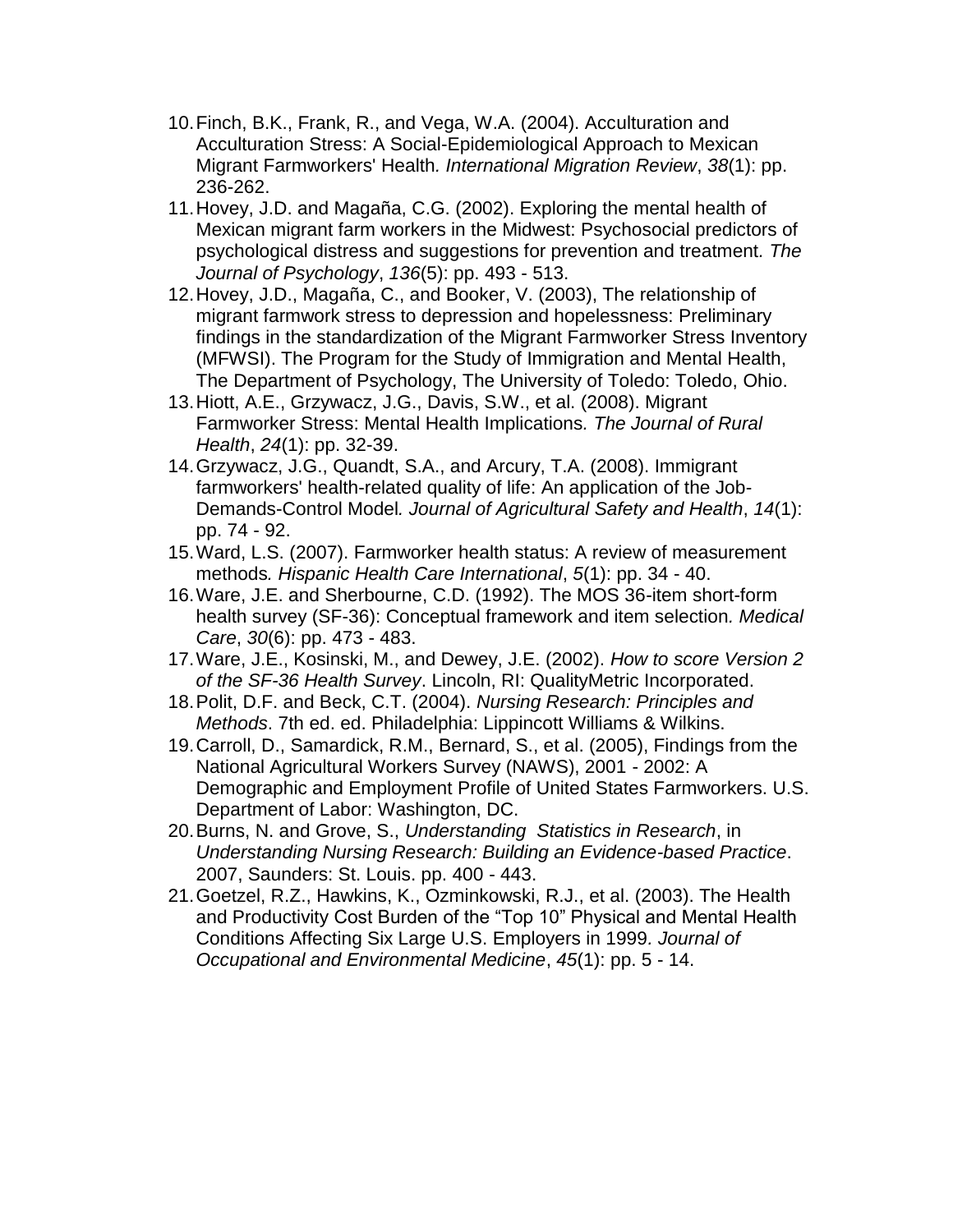10. Finch, B.K., Frank, R., and Vega, W.A. (2004). Acculturation and Acculturation Stress: A Social-Epidemiological Approach to Mexican Migrant Farmworkers' Health. *International Migration Review*, *38*(1): pp. 236-262.
11. Hovey, J.D. and Magaña, C.G. (2002). Exploring the mental health of Mexican migrant farm workers in the Midwest: Psychosocial predictors of psychological distress and suggestions for prevention and treatment. *The Journal of Psychology*, *136*(5): pp. 493 - 513.
12. Hovey, J.D., Magaña, C., and Booker, V. (2003), The relationship of migrant farmwork stress to depression and hopelessness: Preliminary findings in the standardization of the Migrant Farmworker Stress Inventory (MFWSI). The Program for the Study of Immigration and Mental Health, The Department of Psychology, The University of Toledo: Toledo, Ohio.
13. Hiott, A.E., Grzywacz, J.G., Davis, S.W., et al. (2008). Migrant Farmworker Stress: Mental Health Implications. *The Journal of Rural Health*, *24*(1): pp. 32-39.
14. Grzywacz, J.G., Quandt, S.A., and Arcury, T.A. (2008). Immigrant farmworkers' health-related quality of life: An application of the Job-Demands-Control Model. *Journal of Agricultural Safety and Health*, *14*(1): pp. 74 - 92.
15. Ward, L.S. (2007). Farmworker health status: A review of measurement methods. *Hispanic Health Care International*, *5*(1): pp. 34 - 40.
16. Ware, J.E. and Sherbourne, C.D. (1992). The MOS 36-item short-form health survey (SF-36): Conceptual framework and item selection. *Medical Care*, *30*(6): pp. 473 - 483.
17. Ware, J.E., Kosinski, M., and Dewey, J.E. (2002). *How to score Version 2 of the SF-36 Health Survey*. Lincoln, RI: QualityMetric Incorporated.
18. Polit, D.F. and Beck, C.T. (2004). *Nursing Research: Principles and Methods*. 7th ed. ed. Philadelphia: Lippincott Williams & Wilkins.
19. Carroll, D., Samardick, R.M., Bernard, S., et al. (2005), Findings from the National Agricultural Workers Survey (NAWS), 2001 - 2002: A Demographic and Employment Profile of United States Farmworkers. U.S. Department of Labor: Washington, DC.
20. Burns, N. and Grove, S., *Understanding Statistics in Research*, in *Understanding Nursing Research: Building an Evidence-based Practice*. 2007, Saunders: St. Louis. pp. 400 - 443.
21. Goetzel, R.Z., Hawkins, K., Ozminkowski, R.J., et al. (2003). The Health and Productivity Cost Burden of the "Top 10" Physical and Mental Health Conditions Affecting Six Large U.S. Employers in 1999. *Journal of Occupational and Environmental Medicine*, *45*(1): pp. 5 - 14.